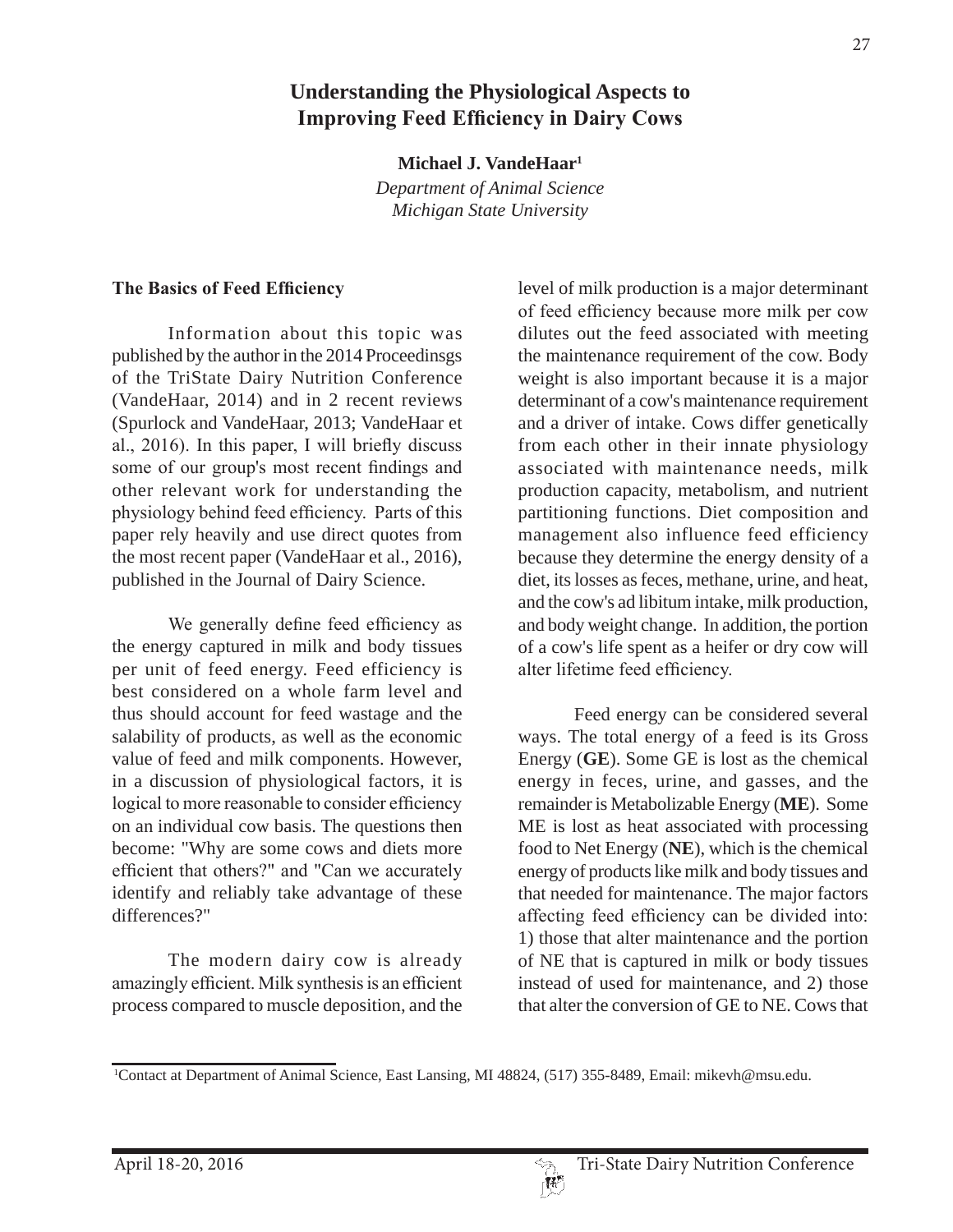# Understanding the Physiological Aspects to Improving Feed Efficiency in Dairy Cows

**Michael J. VandeHaar[1]**

*Department of Animal Science*
*Michigan State University*

## The Basics of Feed Efficiency

Information about this topic was published by the author in the 2014 Proceedinsgs of the TriState Dairy Nutrition Conference (VandeHaar, 2014) and in 2 recent reviews (Spurlock and VandeHaar, 2013; VandeHaar et al., 2016). In this paper, I will briefly discuss some of our group's most recent findings and other relevant work for understanding the physiology behind feed efficiency. Parts of this paper rely heavily and use direct quotes from the most recent paper (VandeHaar et al., 2016), published in the Journal of Dairy Science.

We generally define feed efficiency as the energy captured in milk and body tissues per unit of feed energy. Feed efficiency is best considered on a whole farm level and thus should account for feed wastage and the salability of products, as well as the economic value of feed and milk components. However, in a discussion of physiological factors, it is logical to more reasonable to consider efficiency on an individual cow basis. The questions then become: "Why are some cows and diets more efficient that others?" and "Can we accurately identify and reliably take advantage of these differences?"

The modern dairy cow is already amazingly efficient. Milk synthesis is an efficient process compared to muscle deposition, and the level of milk production is a major determinant of feed efficiency because more milk per cow dilutes out the feed associated with meeting the maintenance requirement of the cow. Body weight is also important because it is a major determinant of a cow's maintenance requirement and a driver of intake. Cows differ genetically from each other in their innate physiology associated with maintenance needs, milk production capacity, metabolism, and nutrient partitioning functions. Diet composition and management also influence feed efficiency because they determine the energy density of a diet, its losses as feces, methane, urine, and heat, and the cow's ad libitum intake, milk production, and body weight change. In addition, the portion of a cow's life spent as a heifer or dry cow will alter lifetime feed efficiency.

Feed energy can be considered several ways. The total energy of a feed is its Gross Energy (**GE**). Some GE is lost as the chemical energy in feces, urine, and gasses, and the remainder is Metabolizable Energy (**ME**). Some ME is lost as heat associated with processing food to Net Energy (**NE**), which is the chemical energy of products like milk and body tissues and that needed for maintenance. The major factors affecting feed efficiency can be divided into: 1) those that alter maintenance and the portion of NE that is captured in milk or body tissues instead of used for maintenance, and 2) those that alter the conversion of GE to NE. Cows that

[1]Contact at Department of Animal Science, East Lansing, MI 48824, (517) 355-8489, Email: mikevh@msu.edu.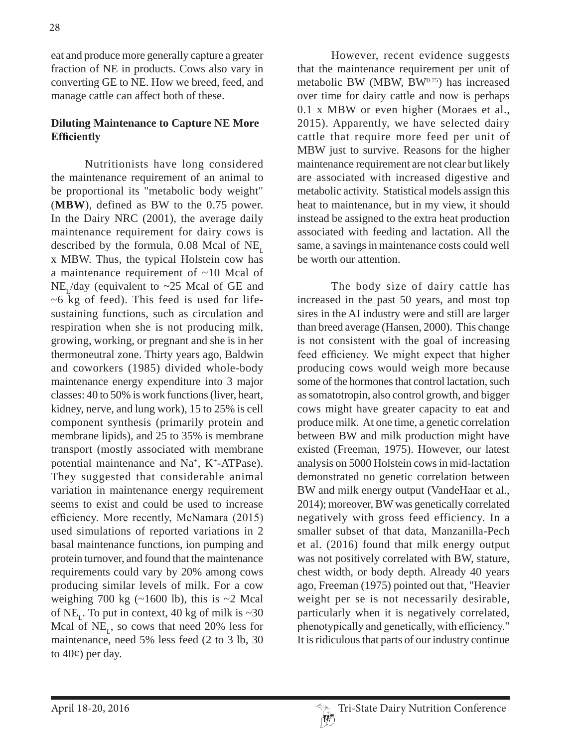eat and produce more generally capture a greater fraction of NE in products. Cows also vary in converting GE to NE. How we breed, feed, and manage cattle can affect both of these.

**Diluting Maintenance to Capture NE More Efficiently**

Nutritionists have long considered the maintenance requirement of an animal to be proportional its "metabolic body weight" (**MBW**), defined as BW to the 0.75 power. In the Dairy NRC (2001), the average daily maintenance requirement for dairy cows is described by the formula, 0.08 Mcal of $NE_L$ x MBW. Thus, the typical Holstein cow has a maintenance requirement of ~10 Mcal of $NE_L$/day (equivalent to ~25 Mcal of GE and ~6 kg of feed). This feed is used for life-sustaining functions, such as circulation and respiration when she is not producing milk, growing, working, or pregnant and she is in her thermoneutral zone. Thirty years ago, Baldwin and coworkers (1985) divided whole-body maintenance energy expenditure into 3 major classes: 40 to 50% is work functions (liver, heart, kidney, nerve, and lung work), 15 to 25% is cell component synthesis (primarily protein and membrane lipids), and 25 to 35% is membrane transport (mostly associated with membrane potential maintenance and $Na^+$, $K^+$-ATPase). They suggested that considerable animal variation in maintenance energy requirement seems to exist and could be used to increase efficiency. More recently, McNamara (2015) used simulations of reported variations in 2 basal maintenance functions, ion pumping and protein turnover, and found that the maintenance requirements could vary by 20% among cows producing similar levels of milk. For a cow weighing 700 kg (~1600 lb), this is ~2 Mcal of $NE_L$. To put in context, 40 kg of milk is ~30 Mcal of $NE_L$, so cows that need 20% less for maintenance, need 5% less feed (2 to 3 lb, 30 to 40¢) per day.

However, recent evidence suggests that the maintenance requirement per unit of metabolic BW (MBW, $BW^{0.75}$) has increased over time for dairy cattle and now is perhaps 0.1 x MBW or even higher (Moraes et al., 2015). Apparently, we have selected dairy cattle that require more feed per unit of MBW just to survive. Reasons for the higher maintenance requirement are not clear but likely are associated with increased digestive and metabolic activity. Statistical models assign this heat to maintenance, but in my view, it should instead be assigned to the extra heat production associated with feeding and lactation. All the same, a savings in maintenance costs could well be worth our attention.

The body size of dairy cattle has increased in the past 50 years, and most top sires in the AI industry were and still are larger than breed average (Hansen, 2000). This change is not consistent with the goal of increasing feed efficiency. We might expect that higher producing cows would weigh more because some of the hormones that control lactation, such as somatotropin, also control growth, and bigger cows might have greater capacity to eat and produce milk. At one time, a genetic correlation between BW and milk production might have existed (Freeman, 1975). However, our latest analysis on 5000 Holstein cows in mid-lactation demonstrated no genetic correlation between BW and milk energy output (VandeHaar et al., 2014); moreover, BW was genetically correlated negatively with gross feed efficiency. In a smaller subset of that data, Manzanilla-Pech et al. (2016) found that milk energy output was not positively correlated with BW, stature, chest width, or body depth. Already 40 years ago, Freeman (1975) pointed out that, "Heavier weight per se is not necessarily desirable, particularly when it is negatively correlated, phenotypically and genetically, with efficiency." It is ridiculous that parts of our industry continue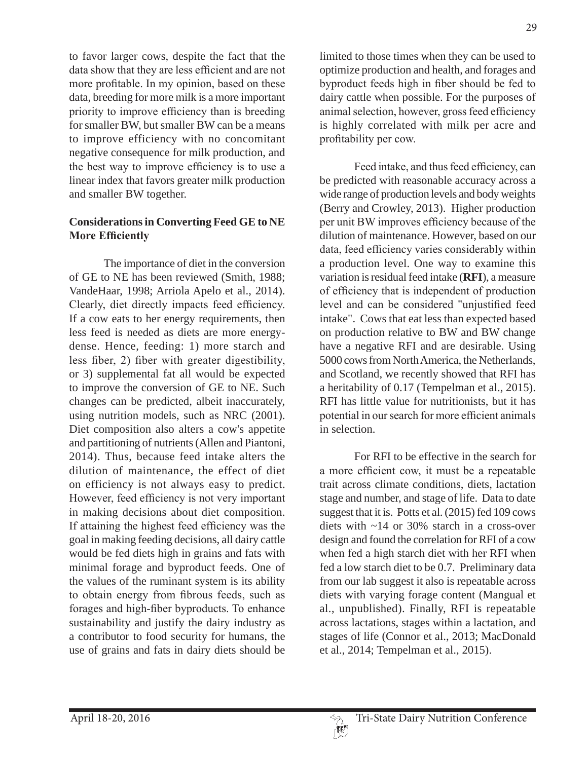to favor larger cows, despite the fact that the data show that they are less efficient and are not more profitable. In my opinion, based on these data, breeding for more milk is a more important priority to improve efficiency than is breeding for smaller BW, but smaller BW can be a means to improve efficiency with no concomitant negative consequence for milk production, and the best way to improve efficiency is to use a linear index that favors greater milk production and smaller BW together.

**Considerations in Converting Feed GE to NE More Efficiently**

The importance of diet in the conversion of GE to NE has been reviewed (Smith, 1988; VandeHaar, 1998; Arriola Apelo et al., 2014). Clearly, diet directly impacts feed efficiency. If a cow eats to her energy requirements, then less feed is needed as diets are more energy-dense. Hence, feeding: 1) more starch and less fiber, 2) fiber with greater digestibility, or 3) supplemental fat all would be expected to improve the conversion of GE to NE. Such changes can be predicted, albeit inaccurately, using nutrition models, such as NRC (2001). Diet composition also alters a cow's appetite and partitioning of nutrients (Allen and Piantoni, 2014). Thus, because feed intake alters the dilution of maintenance, the effect of diet on efficiency is not always easy to predict. However, feed efficiency is not very important in making decisions about diet composition. If attaining the highest feed efficiency was the goal in making feeding decisions, all dairy cattle would be fed diets high in grains and fats with minimal forage and byproduct feeds. One of the values of the ruminant system is its ability to obtain energy from fibrous feeds, such as forages and high-fiber byproducts. To enhance sustainability and justify the dairy industry as a contributor to food security for humans, the use of grains and fats in dairy diets should be limited to those times when they can be used to optimize production and health, and forages and byproduct feeds high in fiber should be fed to dairy cattle when possible. For the purposes of animal selection, however, gross feed efficiency is highly correlated with milk per acre and profitability per cow.

Feed intake, and thus feed efficiency, can be predicted with reasonable accuracy across a wide range of production levels and body weights (Berry and Crowley, 2013). Higher production per unit BW improves efficiency because of the dilution of maintenance. However, based on our data, feed efficiency varies considerably within a production level. One way to examine this variation is residual feed intake (**RFI**), a measure of efficiency that is independent of production level and can be considered "unjustified feed intake". Cows that eat less than expected based on production relative to BW and BW change have a negative RFI and are desirable. Using 5000 cows from North America, the Netherlands, and Scotland, we recently showed that RFI has a heritability of 0.17 (Tempelman et al., 2015). RFI has little value for nutritionists, but it has potential in our search for more efficient animals in selection.

For RFI to be effective in the search for a more efficient cow, it must be a repeatable trait across climate conditions, diets, lactation stage and number, and stage of life. Data to date suggest that it is. Potts et al. (2015) fed 109 cows diets with ~14 or 30% starch in a cross-over design and found the correlation for RFI of a cow when fed a high starch diet with her RFI when fed a low starch diet to be 0.7. Preliminary data from our lab suggest it also is repeatable across diets with varying forage content (Mangual et al., unpublished). Finally, RFI is repeatable across lactations, stages within a lactation, and stages of life (Connor et al., 2013; MacDonald et al., 2014; Tempelman et al., 2015).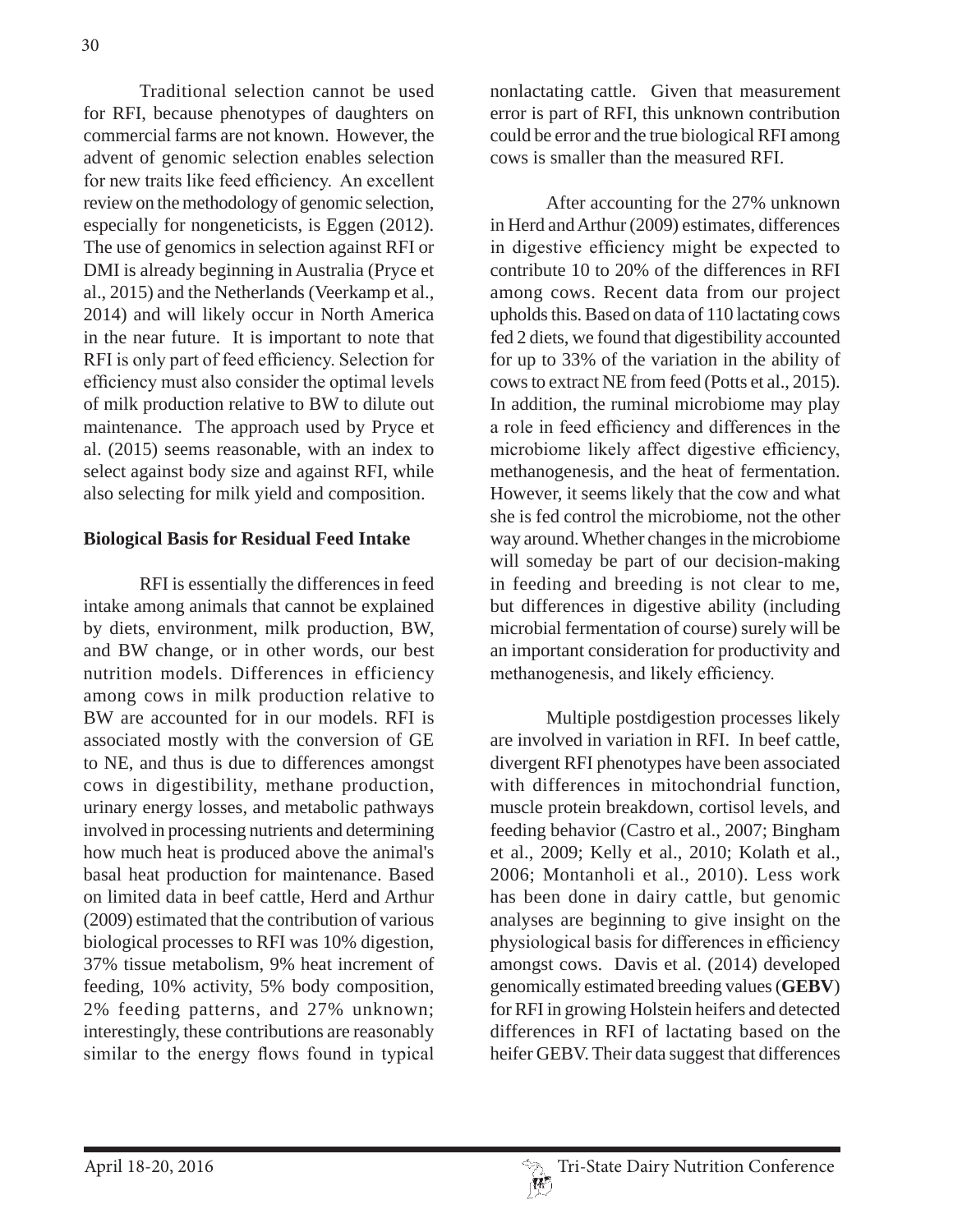Traditional selection cannot be used for RFI, because phenotypes of daughters on commercial farms are not known. However, the advent of genomic selection enables selection for new traits like feed efficiency. An excellent review on the methodology of genomic selection, especially for nongeneticists, is Eggen (2012). The use of genomics in selection against RFI or DMI is already beginning in Australia (Pryce et al., 2015) and the Netherlands (Veerkamp et al., 2014) and will likely occur in North America in the near future. It is important to note that RFI is only part of feed efficiency. Selection for efficiency must also consider the optimal levels of milk production relative to BW to dilute out maintenance. The approach used by Pryce et al. (2015) seems reasonable, with an index to select against body size and against RFI, while also selecting for milk yield and composition.

## Biological Basis for Residual Feed Intake

RFI is essentially the differences in feed intake among animals that cannot be explained by diets, environment, milk production, BW, and BW change, or in other words, our best nutrition models. Differences in efficiency among cows in milk production relative to BW are accounted for in our models. RFI is associated mostly with the conversion of GE to NE, and thus is due to differences amongst cows in digestibility, methane production, urinary energy losses, and metabolic pathways involved in processing nutrients and determining how much heat is produced above the animal's basal heat production for maintenance. Based on limited data in beef cattle, Herd and Arthur (2009) estimated that the contribution of various biological processes to RFI was 10% digestion, 37% tissue metabolism, 9% heat increment of feeding, 10% activity, 5% body composition, 2% feeding patterns, and 27% unknown; interestingly, these contributions are reasonably similar to the energy flows found in typical nonlactating cattle. Given that measurement error is part of RFI, this unknown contribution could be error and the true biological RFI among cows is smaller than the measured RFI.

After accounting for the 27% unknown in Herd and Arthur (2009) estimates, differences in digestive efficiency might be expected to contribute 10 to 20% of the differences in RFI among cows. Recent data from our project upholds this. Based on data of 110 lactating cows fed 2 diets, we found that digestibility accounted for up to 33% of the variation in the ability of cows to extract NE from feed (Potts et al., 2015). In addition, the ruminal microbiome may play a role in feed efficiency and differences in the microbiome likely affect digestive efficiency, methanogenesis, and the heat of fermentation. However, it seems likely that the cow and what she is fed control the microbiome, not the other way around. Whether changes in the microbiome will someday be part of our decision-making in feeding and breeding is not clear to me, but differences in digestive ability (including microbial fermentation of course) surely will be an important consideration for productivity and methanogenesis, and likely efficiency.

Multiple postdigestion processes likely are involved in variation in RFI. In beef cattle, divergent RFI phenotypes have been associated with differences in mitochondrial function, muscle protein breakdown, cortisol levels, and feeding behavior (Castro et al., 2007; Bingham et al., 2009; Kelly et al., 2010; Kolath et al., 2006; Montanholi et al., 2010). Less work has been done in dairy cattle, but genomic analyses are beginning to give insight on the physiological basis for differences in efficiency amongst cows. Davis et al. (2014) developed genomically estimated breeding values (**GEBV**) for RFI in growing Holstein heifers and detected differences in RFI of lactating based on the heifer GEBV. Their data suggest that differences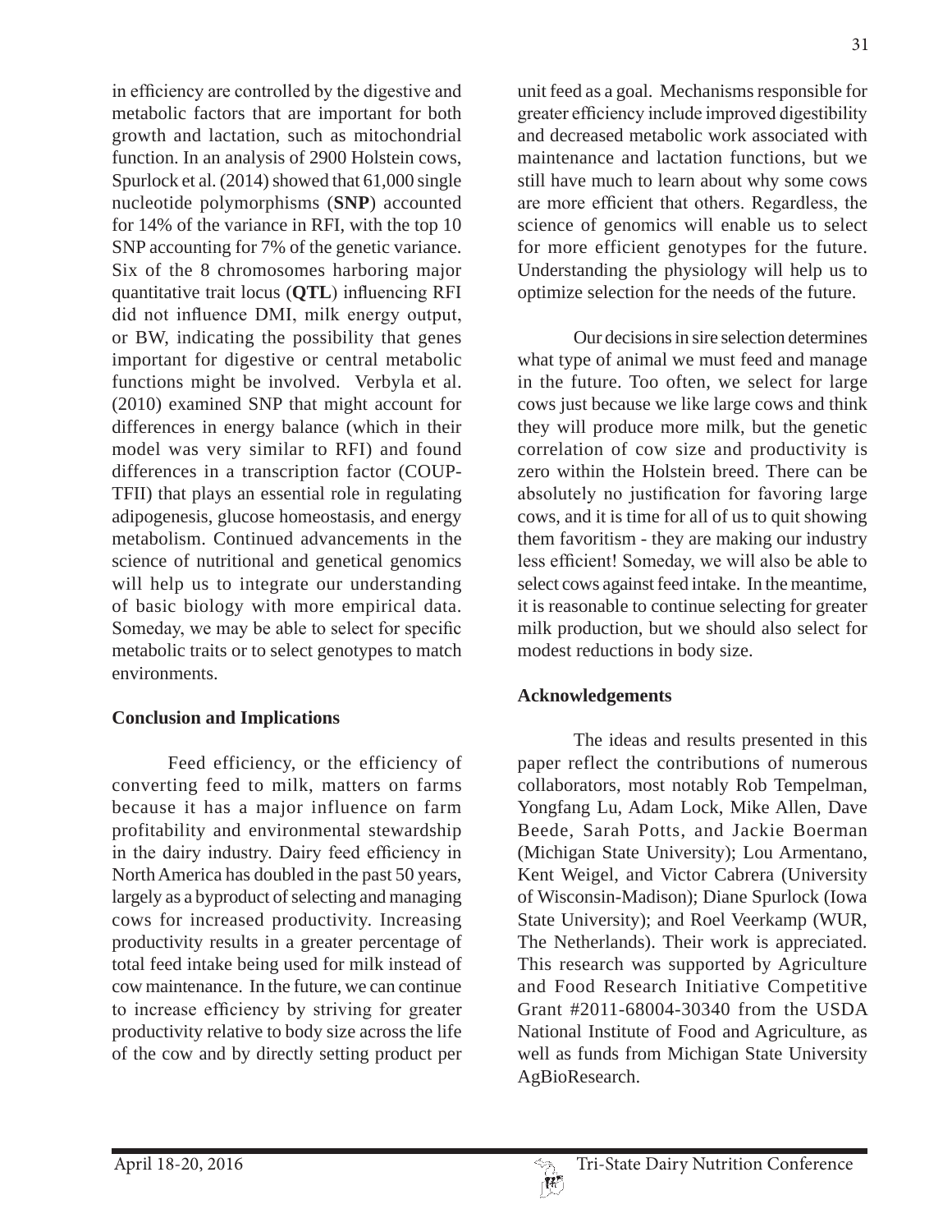in efficiency are controlled by the digestive and metabolic factors that are important for both growth and lactation, such as mitochondrial function. In an analysis of 2900 Holstein cows, Spurlock et al. (2014) showed that 61,000 single nucleotide polymorphisms (**SNP**) accounted for 14% of the variance in RFI, with the top 10 SNP accounting for 7% of the genetic variance. Six of the 8 chromosomes harboring major quantitative trait locus (**QTL**) influencing RFI did not influence DMI, milk energy output, or BW, indicating the possibility that genes important for digestive or central metabolic functions might be involved. Verbyla et al. (2010) examined SNP that might account for differences in energy balance (which in their model was very similar to RFI) and found differences in a transcription factor (COUP-TFII) that plays an essential role in regulating adipogenesis, glucose homeostasis, and energy metabolism. Continued advancements in the science of nutritional and genetical genomics will help us to integrate our understanding of basic biology with more empirical data. Someday, we may be able to select for specific metabolic traits or to select genotypes to match environments.

## Conclusion and Implications

Feed efficiency, or the efficiency of converting feed to milk, matters on farms because it has a major influence on farm profitability and environmental stewardship in the dairy industry. Dairy feed efficiency in North America has doubled in the past 50 years, largely as a byproduct of selecting and managing cows for increased productivity. Increasing productivity results in a greater percentage of total feed intake being used for milk instead of cow maintenance. In the future, we can continue to increase efficiency by striving for greater productivity relative to body size across the life of the cow and by directly setting product per unit feed as a goal. Mechanisms responsible for greater efficiency include improved digestibility and decreased metabolic work associated with maintenance and lactation functions, but we still have much to learn about why some cows are more efficient that others. Regardless, the science of genomics will enable us to select for more efficient genotypes for the future. Understanding the physiology will help us to optimize selection for the needs of the future.

Our decisions in sire selection determines what type of animal we must feed and manage in the future. Too often, we select for large cows just because we like large cows and think they will produce more milk, but the genetic correlation of cow size and productivity is zero within the Holstein breed. There can be absolutely no justification for favoring large cows, and it is time for all of us to quit showing them favoritism - they are making our industry less efficient! Someday, we will also be able to select cows against feed intake. In the meantime, it is reasonable to continue selecting for greater milk production, but we should also select for modest reductions in body size.

## Acknowledgements

The ideas and results presented in this paper reflect the contributions of numerous collaborators, most notably Rob Tempelman, Yongfang Lu, Adam Lock, Mike Allen, Dave Beede, Sarah Potts, and Jackie Boerman (Michigan State University); Lou Armentano, Kent Weigel, and Victor Cabrera (University of Wisconsin-Madison); Diane Spurlock (Iowa State University); and Roel Veerkamp (WUR, The Netherlands). Their work is appreciated. This research was supported by Agriculture and Food Research Initiative Competitive Grant #2011-68004-30340 from the USDA National Institute of Food and Agriculture, as well as funds from Michigan State University AgBioResearch.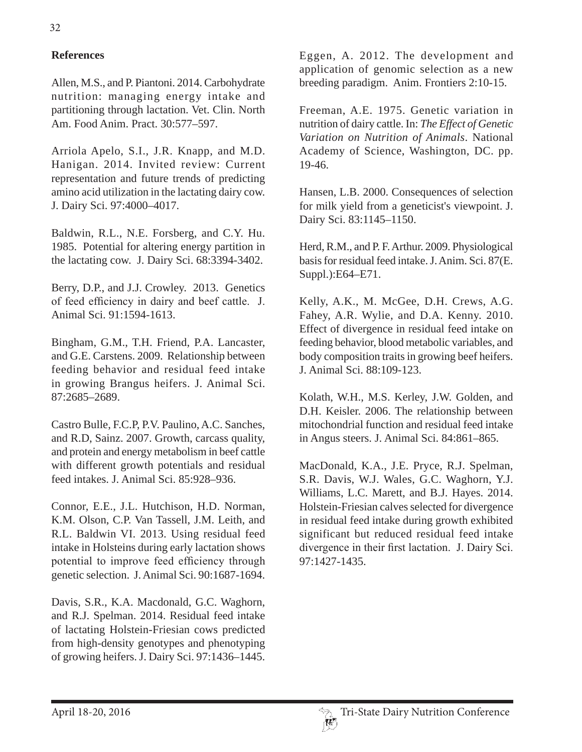**References**

Allen, M.S., and P. Piantoni. 2014. Carbohydrate nutrition: managing energy intake and partitioning through lactation. Vet. Clin. North Am. Food Anim. Pract. 30:577–597.

Arriola Apelo, S.I., J.R. Knapp, and M.D. Hanigan. 2014. Invited review: Current representation and future trends of predicting amino acid utilization in the lactating dairy cow. J. Dairy Sci. 97:4000–4017.

Baldwin, R.L., N.E. Forsberg, and C.Y. Hu. 1985. Potential for altering energy partition in the lactating cow. J. Dairy Sci. 68:3394-3402.

Berry, D.P., and J.J. Crowley. 2013. Genetics of feed efficiency in dairy and beef cattle. J. Animal Sci. 91:1594-1613.

Bingham, G.M., T.H. Friend, P.A. Lancaster, and G.E. Carstens. 2009. Relationship between feeding behavior and residual feed intake in growing Brangus heifers. J. Animal Sci. 87:2685–2689.

Castro Bulle, F.C.P, P.V. Paulino, A.C. Sanches, and R.D, Sainz. 2007. Growth, carcass quality, and protein and energy metabolism in beef cattle with different growth potentials and residual feed intakes. J. Animal Sci. 85:928–936.

Connor, E.E., J.L. Hutchison, H.D. Norman, K.M. Olson, C.P. Van Tassell, J.M. Leith, and R.L. Baldwin VI. 2013. Using residual feed intake in Holsteins during early lactation shows potential to improve feed efficiency through genetic selection. J. Animal Sci. 90:1687-1694.

Davis, S.R., K.A. Macdonald, G.C. Waghorn, and R.J. Spelman. 2014. Residual feed intake of lactating Holstein-Friesian cows predicted from high-density genotypes and phenotyping of growing heifers. J. Dairy Sci. 97:1436–1445.

Eggen, A. 2012. The development and application of genomic selection as a new breeding paradigm. Anim. Frontiers 2:10-15.

Freeman, A.E. 1975. Genetic variation in nutrition of dairy cattle. In: *The Effect of Genetic Variation on Nutrition of Animals*. National Academy of Science, Washington, DC. pp. 19-46.

Hansen, L.B. 2000. Consequences of selection for milk yield from a geneticist's viewpoint. J. Dairy Sci. 83:1145–1150.

Herd, R.M., and P. F. Arthur. 2009. Physiological basis for residual feed intake. J. Anim. Sci. 87(E. Suppl.):E64–E71.

Kelly, A.K., M. McGee, D.H. Crews, A.G. Fahey, A.R. Wylie, and D.A. Kenny. 2010. Effect of divergence in residual feed intake on feeding behavior, blood metabolic variables, and body composition traits in growing beef heifers. J. Animal Sci. 88:109-123.

Kolath, W.H., M.S. Kerley, J.W. Golden, and D.H. Keisler. 2006. The relationship between mitochondrial function and residual feed intake in Angus steers. J. Animal Sci. 84:861–865.

MacDonald, K.A., J.E. Pryce, R.J. Spelman, S.R. Davis, W.J. Wales, G.C. Waghorn, Y.J. Williams, L.C. Marett, and B.J. Hayes. 2014. Holstein-Friesian calves selected for divergence in residual feed intake during growth exhibited significant but reduced residual feed intake divergence in their first lactation. J. Dairy Sci. 97:1427-1435.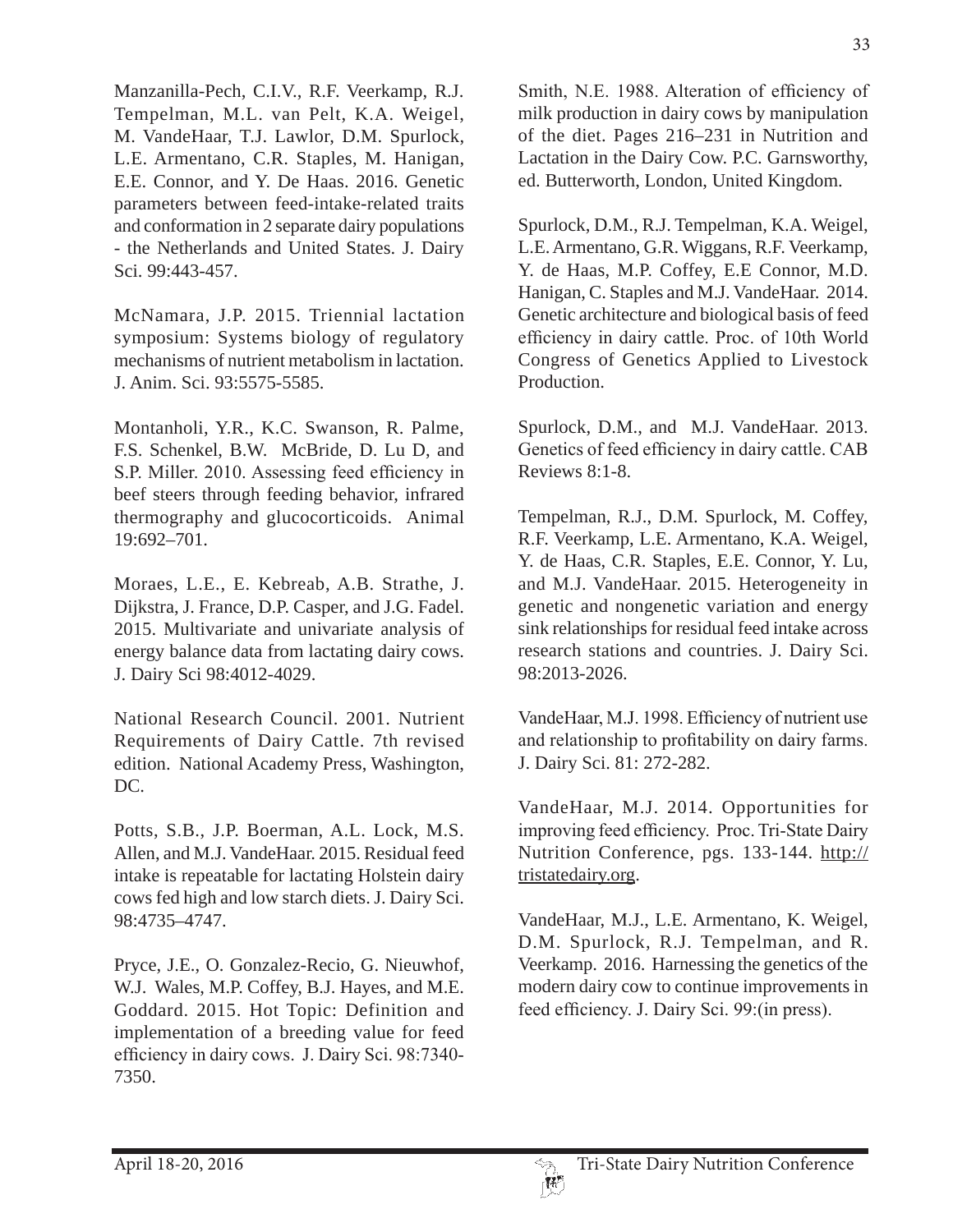Manzanilla-Pech, C.I.V., R.F. Veerkamp, R.J. Tempelman, M.L. van Pelt, K.A. Weigel, M. VandeHaar, T.J. Lawlor, D.M. Spurlock, L.E. Armentano, C.R. Staples, M. Hanigan, E.E. Connor, and Y. De Haas. 2016. Genetic parameters between feed-intake-related traits and conformation in 2 separate dairy populations - the Netherlands and United States. J. Dairy Sci. 99:443-457.

McNamara, J.P. 2015. Triennial lactation symposium: Systems biology of regulatory mechanisms of nutrient metabolism in lactation. J. Anim. Sci. 93:5575-5585.

Montanholi, Y.R., K.C. Swanson, R. Palme, F.S. Schenkel, B.W. McBride, D. Lu D, and S.P. Miller. 2010. Assessing feed efficiency in beef steers through feeding behavior, infrared thermography and glucocorticoids. Animal 19:692–701.

Moraes, L.E., E. Kebreab, A.B. Strathe, J. Dijkstra, J. France, D.P. Casper, and J.G. Fadel. 2015. Multivariate and univariate analysis of energy balance data from lactating dairy cows. J. Dairy Sci 98:4012-4029.

National Research Council. 2001. Nutrient Requirements of Dairy Cattle. 7th revised edition. National Academy Press, Washington, DC.

Potts, S.B., J.P. Boerman, A.L. Lock, M.S. Allen, and M.J. VandeHaar. 2015. Residual feed intake is repeatable for lactating Holstein dairy cows fed high and low starch diets. J. Dairy Sci. 98:4735–4747.

Pryce, J.E., O. Gonzalez-Recio, G. Nieuwhof, W.J. Wales, M.P. Coffey, B.J. Hayes, and M.E. Goddard. 2015. Hot Topic: Definition and implementation of a breeding value for feed efficiency in dairy cows. J. Dairy Sci. 98:7340-7350.

Smith, N.E. 1988. Alteration of efficiency of milk production in dairy cows by manipulation of the diet. Pages 216–231 in Nutrition and Lactation in the Dairy Cow. P.C. Garnsworthy, ed. Butterworth, London, United Kingdom.

Spurlock, D.M., R.J. Tempelman, K.A. Weigel, L.E. Armentano, G.R. Wiggans, R.F. Veerkamp, Y. de Haas, M.P. Coffey, E.E Connor, M.D. Hanigan, C. Staples and M.J. VandeHaar. 2014. Genetic architecture and biological basis of feed efficiency in dairy cattle. Proc. of 10th World Congress of Genetics Applied to Livestock Production.

Spurlock, D.M., and M.J. VandeHaar. 2013. Genetics of feed efficiency in dairy cattle. CAB Reviews 8:1-8.

Tempelman, R.J., D.M. Spurlock, M. Coffey, R.F. Veerkamp, L.E. Armentano, K.A. Weigel, Y. de Haas, C.R. Staples, E.E. Connor, Y. Lu, and M.J. VandeHaar. 2015. Heterogeneity in genetic and nongenetic variation and energy sink relationships for residual feed intake across research stations and countries. J. Dairy Sci. 98:2013-2026.

VandeHaar, M.J. 1998. Efficiency of nutrient use and relationship to profitability on dairy farms. J. Dairy Sci. 81: 272-282.

VandeHaar, M.J. 2014. Opportunities for improving feed efficiency. Proc. Tri-State Dairy Nutrition Conference, pgs. 133-144. http://tristatedairy.org.

VandeHaar, M.J., L.E. Armentano, K. Weigel, D.M. Spurlock, R.J. Tempelman, and R. Veerkamp. 2016. Harnessing the genetics of the modern dairy cow to continue improvements in feed efficiency. J. Dairy Sci. 99:(in press).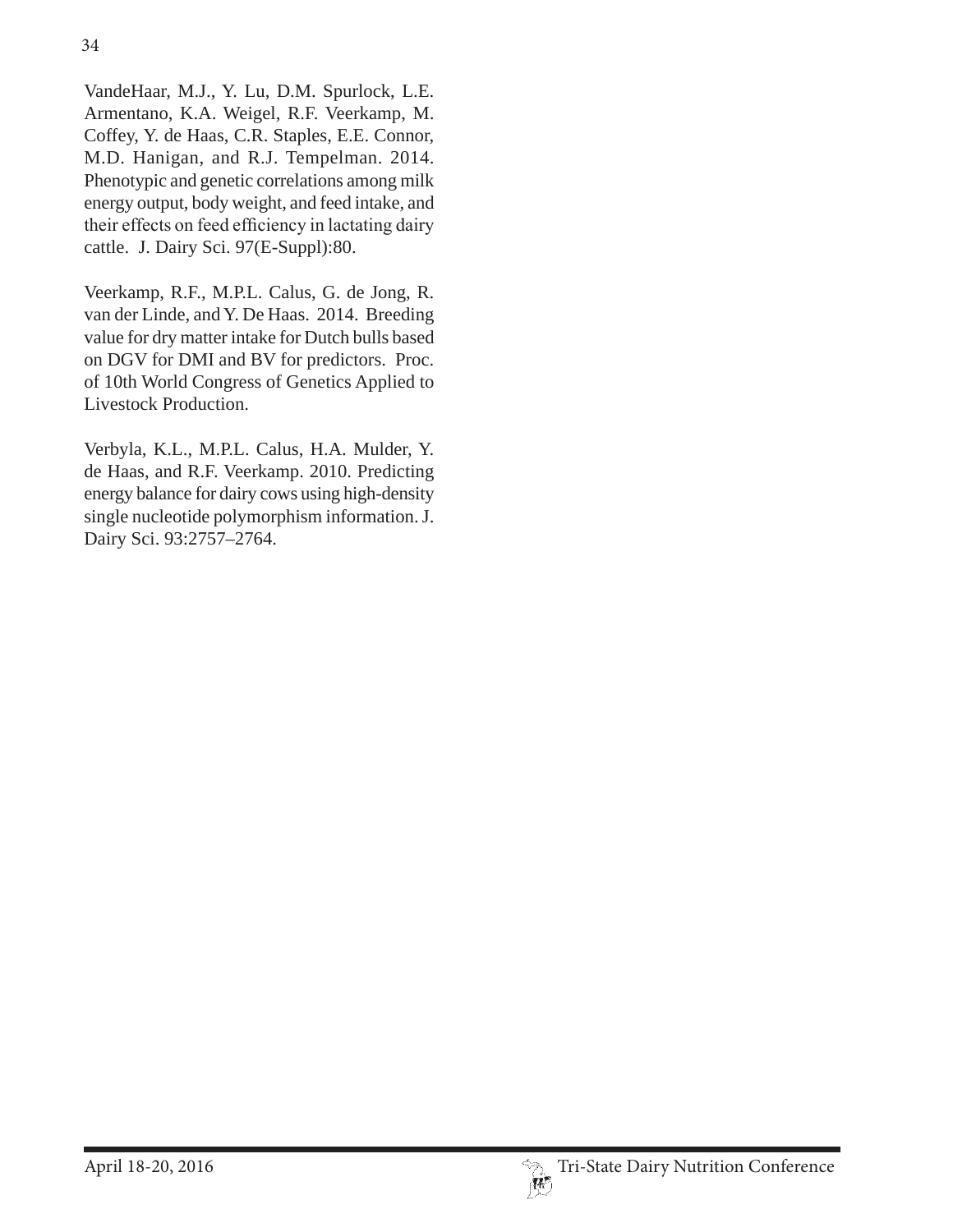VandeHaar, M.J., Y. Lu, D.M. Spurlock, L.E. Armentano, K.A. Weigel, R.F. Veerkamp, M. Coffey, Y. de Haas, C.R. Staples, E.E. Connor, M.D. Hanigan, and R.J. Tempelman. 2014. Phenotypic and genetic correlations among milk energy output, body weight, and feed intake, and their effects on feed efficiency in lactating dairy cattle. J. Dairy Sci. 97(E-Suppl):80.

Veerkamp, R.F., M.P.L. Calus, G. de Jong, R. van der Linde, and Y. De Haas. 2014. Breeding value for dry matter intake for Dutch bulls based on DGV for DMI and BV for predictors. Proc. of 10th World Congress of Genetics Applied to Livestock Production.

Verbyla, K.L., M.P.L. Calus, H.A. Mulder, Y. de Haas, and R.F. Veerkamp. 2010. Predicting energy balance for dairy cows using high-density single nucleotide polymorphism information. J. Dairy Sci. 93:2757–2764.